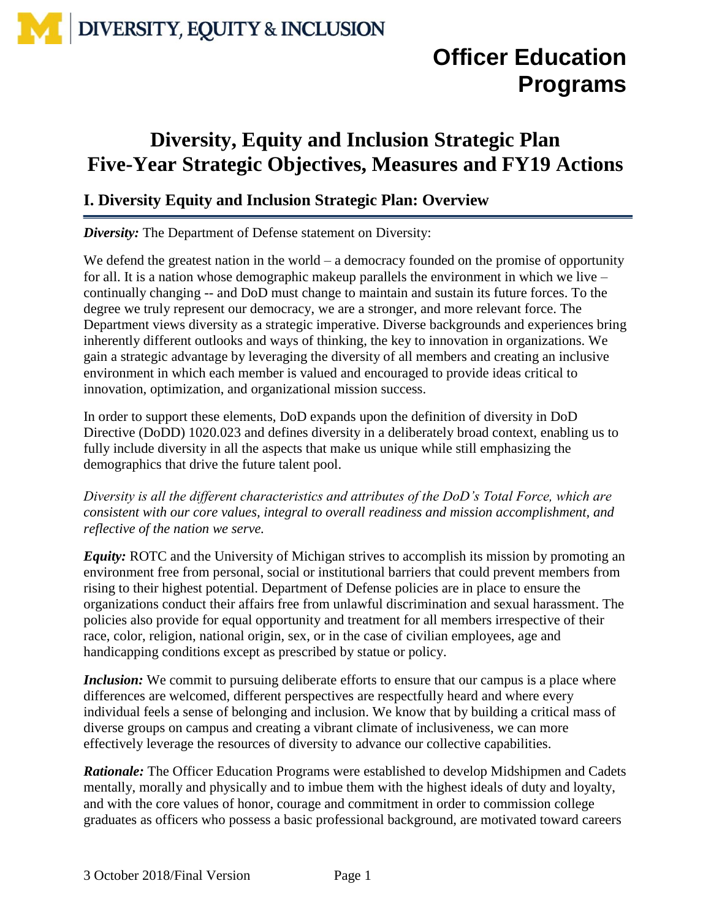# Officer Education Programs

# Diversity, Equity and Inclusion Strategic Plan
# Five-Year Strategic Objectives, Measures and FY19 Actions

## I. Diversity Equity and Inclusion Strategic Plan: Overview

***Diversity:*** The Department of Defense statement on Diversity:

We defend the greatest nation in the world – a democracy founded on the promise of opportunity for all. It is a nation whose demographic makeup parallels the environment in which we live – continually changing -- and DoD must change to maintain and sustain its future forces. To the degree we truly represent our democracy, we are a stronger, and more relevant force. The Department views diversity as a strategic imperative. Diverse backgrounds and experiences bring inherently different outlooks and ways of thinking, the key to innovation in organizations. We gain a strategic advantage by leveraging the diversity of all members and creating an inclusive environment in which each member is valued and encouraged to provide ideas critical to innovation, optimization, and organizational mission success.

In order to support these elements, DoD expands upon the definition of diversity in DoD Directive (DoDD) 1020.023 and defines diversity in a deliberately broad context, enabling us to fully include diversity in all the aspects that make us unique while still emphasizing the demographics that drive the future talent pool.

*Diversity is all the different characteristics and attributes of the DoD's Total Force, which are consistent with our core values, integral to overall readiness and mission accomplishment, and reflective of the nation we serve.*

***Equity:*** ROTC and the University of Michigan strives to accomplish its mission by promoting an environment free from personal, social or institutional barriers that could prevent members from rising to their highest potential. Department of Defense policies are in place to ensure the organizations conduct their affairs free from unlawful discrimination and sexual harassment. The policies also provide for equal opportunity and treatment for all members irrespective of their race, color, religion, national origin, sex, or in the case of civilian employees, age and handicapping conditions except as prescribed by statue or policy.

***Inclusion:*** We commit to pursuing deliberate efforts to ensure that our campus is a place where differences are welcomed, different perspectives are respectfully heard and where every individual feels a sense of belonging and inclusion. We know that by building a critical mass of diverse groups on campus and creating a vibrant climate of inclusiveness, we can more effectively leverage the resources of diversity to advance our collective capabilities.

***Rationale:*** The Officer Education Programs were established to develop Midshipmen and Cadets mentally, morally and physically and to imbue them with the highest ideals of duty and loyalty, and with the core values of honor, courage and commitment in order to commission college graduates as officers who possess a basic professional background, are motivated toward careers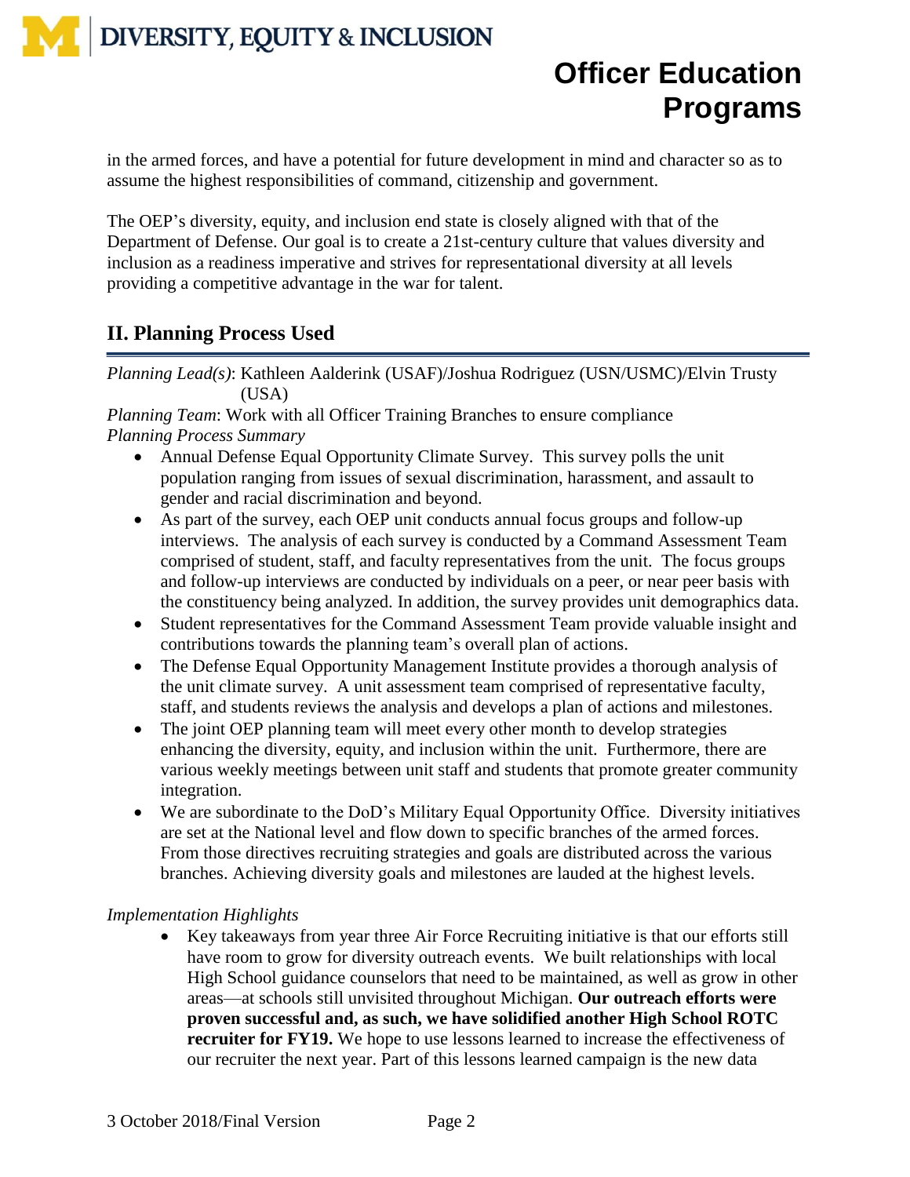in the armed forces, and have a potential for future development in mind and character so as to assume the highest responsibilities of command, citizenship and government.

The OEP's diversity, equity, and inclusion end state is closely aligned with that of the Department of Defense. Our goal is to create a 21st-century culture that values diversity and inclusion as a readiness imperative and strives for representational diversity at all levels providing a competitive advantage in the war for talent.

## II. Planning Process Used

*Planning Lead(s)*: Kathleen Aalderink (USAF)/Joshua Rodriguez (USN/USMC)/Elvin Trusty (USA)

*Planning Team*: Work with all Officer Training Branches to ensure compliance

*Planning Process Summary*

- Annual Defense Equal Opportunity Climate Survey. This survey polls the unit population ranging from issues of sexual discrimination, harassment, and assault to gender and racial discrimination and beyond.
- As part of the survey, each OEP unit conducts annual focus groups and follow-up interviews. The analysis of each survey is conducted by a Command Assessment Team comprised of student, staff, and faculty representatives from the unit. The focus groups and follow-up interviews are conducted by individuals on a peer, or near peer basis with the constituency being analyzed. In addition, the survey provides unit demographics data.
- Student representatives for the Command Assessment Team provide valuable insight and contributions towards the planning team's overall plan of actions.
- The Defense Equal Opportunity Management Institute provides a thorough analysis of the unit climate survey. A unit assessment team comprised of representative faculty, staff, and students reviews the analysis and develops a plan of actions and milestones.
- The joint OEP planning team will meet every other month to develop strategies enhancing the diversity, equity, and inclusion within the unit. Furthermore, there are various weekly meetings between unit staff and students that promote greater community integration.
- We are subordinate to the DoD's Military Equal Opportunity Office. Diversity initiatives are set at the National level and flow down to specific branches of the armed forces. From those directives recruiting strategies and goals are distributed across the various branches. Achieving diversity goals and milestones are lauded at the highest levels.

*Implementation Highlights*

- Key takeaways from year three Air Force Recruiting initiative is that our efforts still have room to grow for diversity outreach events. We built relationships with local High School guidance counselors that need to be maintained, as well as grow in other areas—at schools still unvisited throughout Michigan. **Our outreach efforts were proven successful and, as such, we have solidified another High School ROTC recruiter for FY19.** We hope to use lessons learned to increase the effectiveness of our recruiter the next year. Part of this lessons learned campaign is the new data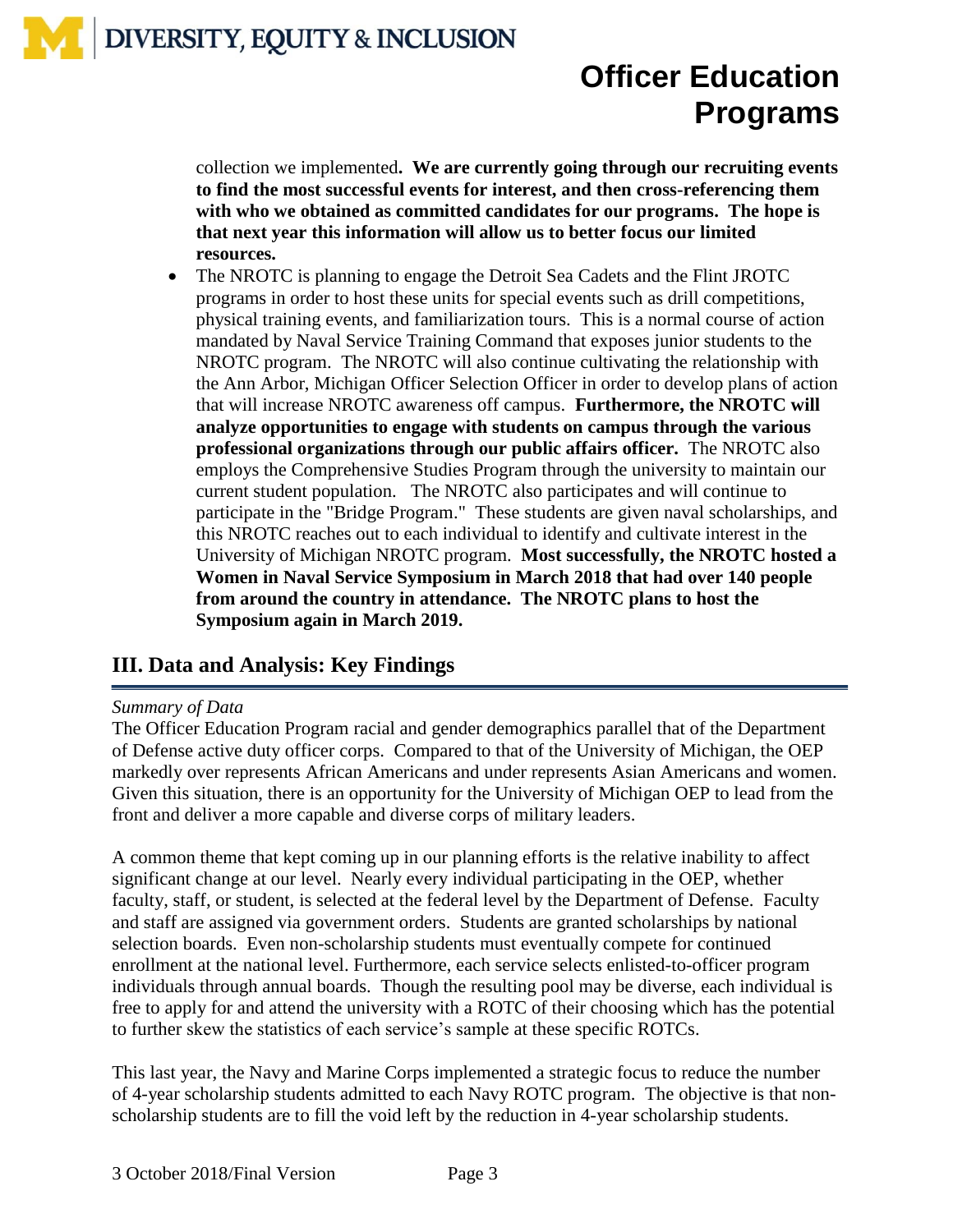collection we implemented**. We are currently going through our recruiting events to find the most successful events for interest, and then cross-referencing them with who we obtained as committed candidates for our programs. The hope is that next year this information will allow us to better focus our limited resources.**

- The NROTC is planning to engage the Detroit Sea Cadets and the Flint JROTC programs in order to host these units for special events such as drill competitions, physical training events, and familiarization tours. This is a normal course of action mandated by Naval Service Training Command that exposes junior students to the NROTC program. The NROTC will also continue cultivating the relationship with the Ann Arbor, Michigan Officer Selection Officer in order to develop plans of action that will increase NROTC awareness off campus. **Furthermore, the NROTC will analyze opportunities to engage with students on campus through the various professional organizations through our public affairs officer.** The NROTC also employs the Comprehensive Studies Program through the university to maintain our current student population. The NROTC also participates and will continue to participate in the "Bridge Program." These students are given naval scholarships, and this NROTC reaches out to each individual to identify and cultivate interest in the University of Michigan NROTC program. **Most successfully, the NROTC hosted a Women in Naval Service Symposium in March 2018 that had over 140 people from around the country in attendance. The NROTC plans to host the Symposium again in March 2019.**

## III. Data and Analysis: Key Findings

*Summary of Data*

The Officer Education Program racial and gender demographics parallel that of the Department of Defense active duty officer corps. Compared to that of the University of Michigan, the OEP markedly over represents African Americans and under represents Asian Americans and women. Given this situation, there is an opportunity for the University of Michigan OEP to lead from the front and deliver a more capable and diverse corps of military leaders.

A common theme that kept coming up in our planning efforts is the relative inability to affect significant change at our level. Nearly every individual participating in the OEP, whether faculty, staff, or student, is selected at the federal level by the Department of Defense. Faculty and staff are assigned via government orders. Students are granted scholarships by national selection boards. Even non-scholarship students must eventually compete for continued enrollment at the national level. Furthermore, each service selects enlisted-to-officer program individuals through annual boards. Though the resulting pool may be diverse, each individual is free to apply for and attend the university with a ROTC of their choosing which has the potential to further skew the statistics of each service's sample at these specific ROTCs.

This last year, the Navy and Marine Corps implemented a strategic focus to reduce the number of 4-year scholarship students admitted to each Navy ROTC program. The objective is that non-scholarship students are to fill the void left by the reduction in 4-year scholarship students.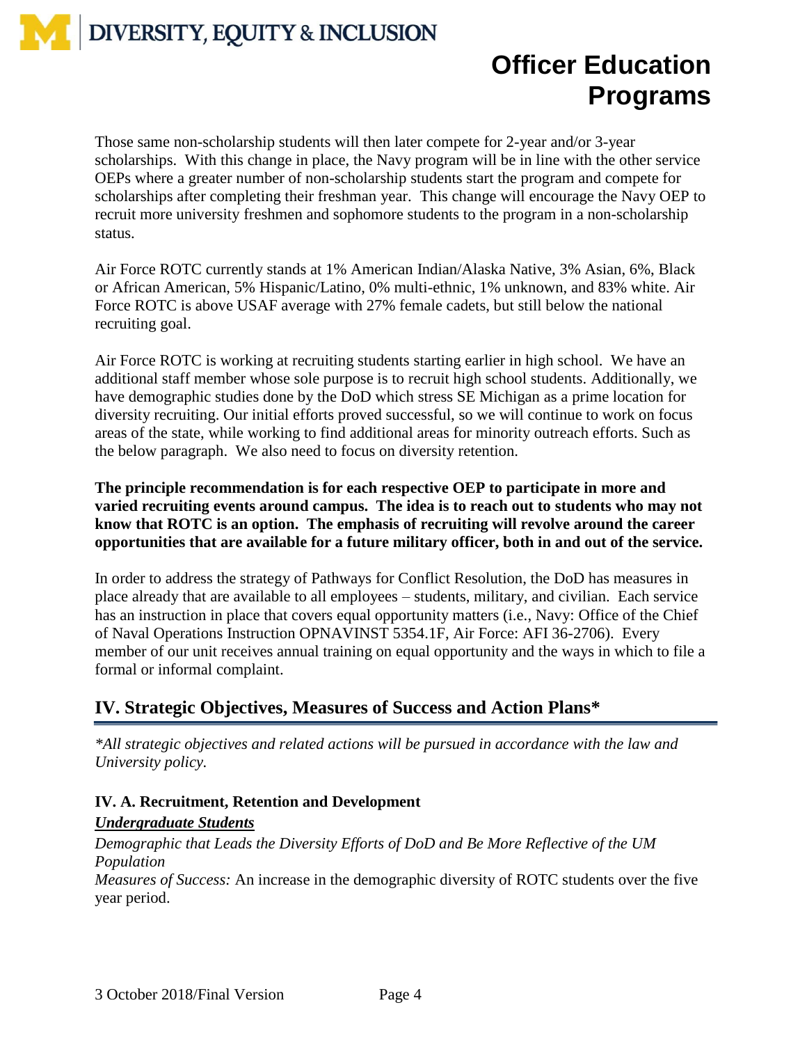Those same non-scholarship students will then later compete for 2-year and/or 3-year scholarships. With this change in place, the Navy program will be in line with the other service OEPs where a greater number of non-scholarship students start the program and compete for scholarships after completing their freshman year. This change will encourage the Navy OEP to recruit more university freshmen and sophomore students to the program in a non-scholarship status.

Air Force ROTC currently stands at 1% American Indian/Alaska Native, 3% Asian, 6%, Black or African American, 5% Hispanic/Latino, 0% multi-ethnic, 1% unknown, and 83% white. Air Force ROTC is above USAF average with 27% female cadets, but still below the national recruiting goal.

Air Force ROTC is working at recruiting students starting earlier in high school. We have an additional staff member whose sole purpose is to recruit high school students. Additionally, we have demographic studies done by the DoD which stress SE Michigan as a prime location for diversity recruiting. Our initial efforts proved successful, so we will continue to work on focus areas of the state, while working to find additional areas for minority outreach efforts. Such as the below paragraph. We also need to focus on diversity retention.

**The principle recommendation is for each respective OEP to participate in more and varied recruiting events around campus. The idea is to reach out to students who may not know that ROTC is an option. The emphasis of recruiting will revolve around the career opportunities that are available for a future military officer, both in and out of the service.**

In order to address the strategy of Pathways for Conflict Resolution, the DoD has measures in place already that are available to all employees – students, military, and civilian. Each service has an instruction in place that covers equal opportunity matters (i.e., Navy: Office of the Chief of Naval Operations Instruction OPNAVINST 5354.1F, Air Force: AFI 36-2706). Every member of our unit receives annual training on equal opportunity and the ways in which to file a formal or informal complaint.

## IV. Strategic Objectives, Measures of Success and Action Plans*

*\*All strategic objectives and related actions will be pursued in accordance with the law and University policy.*

### IV. A. Recruitment, Retention and Development

***<u>Undergraduate Students</u>***

*Demographic that Leads the Diversity Efforts of DoD and Be More Reflective of the UM Population*

*Measures of Success:* An increase in the demographic diversity of ROTC students over the five year period.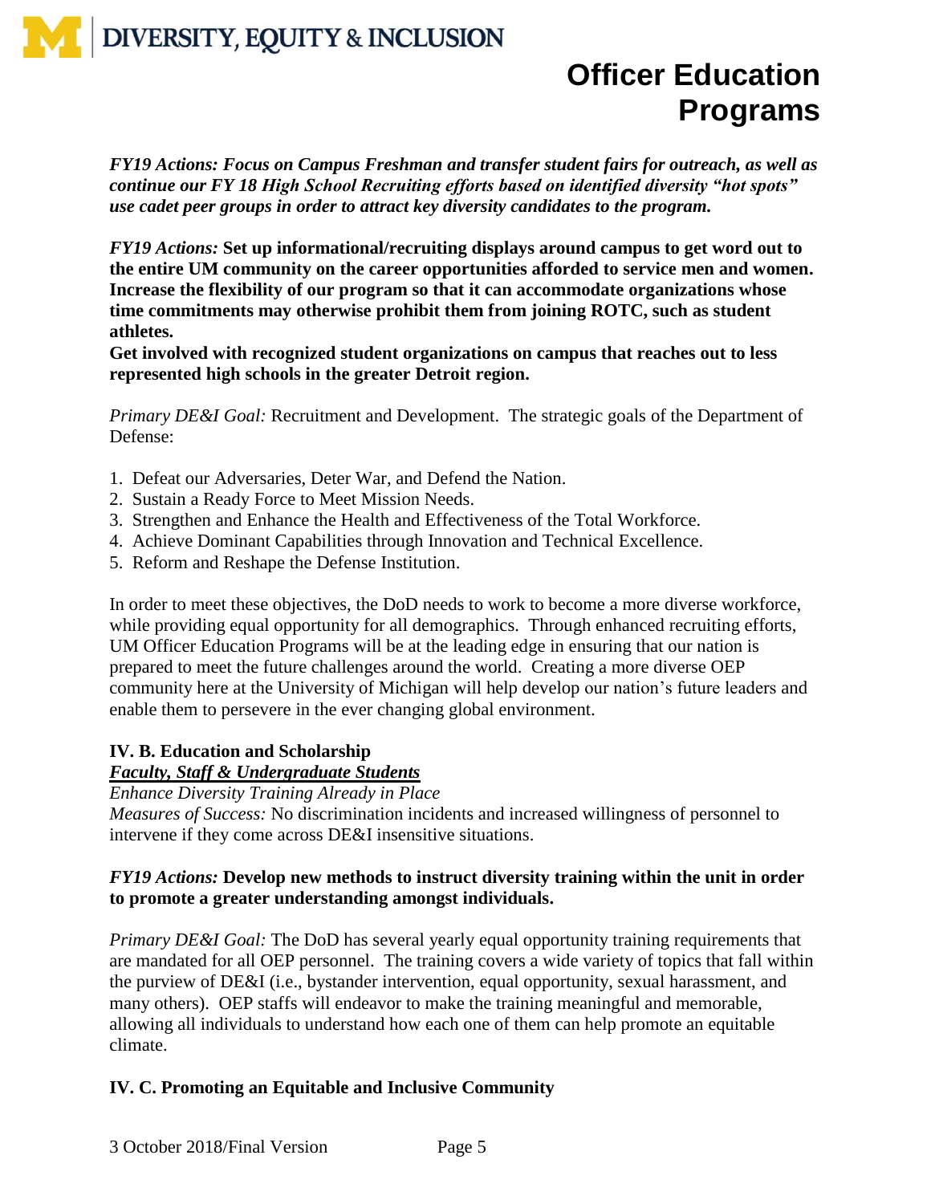***FY19 Actions: Focus on Campus Freshman and transfer student fairs for outreach, as well as continue our FY 18 High School Recruiting efforts based on identified diversity "hot spots" use cadet peer groups in order to attract key diversity candidates to the program.***

***FY19 Actions:*** **Set up informational/recruiting displays around campus to get word out to the entire UM community on the career opportunities afforded to service men and women. Increase the flexibility of our program so that it can accommodate organizations whose time commitments may otherwise prohibit them from joining ROTC, such as student athletes.**

**Get involved with recognized student organizations on campus that reaches out to less represented high schools in the greater Detroit region.**

*Primary DE&I Goal:* Recruitment and Development. The strategic goals of the Department of Defense:

1. Defeat our Adversaries, Deter War, and Defend the Nation.
2. Sustain a Ready Force to Meet Mission Needs.
3. Strengthen and Enhance the Health and Effectiveness of the Total Workforce.
4. Achieve Dominant Capabilities through Innovation and Technical Excellence.
5. Reform and Reshape the Defense Institution.

In order to meet these objectives, the DoD needs to work to become a more diverse workforce, while providing equal opportunity for all demographics. Through enhanced recruiting efforts, UM Officer Education Programs will be at the leading edge in ensuring that our nation is prepared to meet the future challenges around the world. Creating a more diverse OEP community here at the University of Michigan will help develop our nation's future leaders and enable them to persevere in the ever changing global environment.

### IV. B. Education and Scholarship

***Faculty, Staff & Undergraduate Students***

*Enhance Diversity Training Already in Place*

*Measures of Success:* No discrimination incidents and increased willingness of personnel to intervene if they come across DE&I insensitive situations.

***FY19 Actions:*** **Develop new methods to instruct diversity training within the unit in order to promote a greater understanding amongst individuals.**

*Primary DE&I Goal:* The DoD has several yearly equal opportunity training requirements that are mandated for all OEP personnel. The training covers a wide variety of topics that fall within the purview of DE&I (i.e., bystander intervention, equal opportunity, sexual harassment, and many others). OEP staffs will endeavor to make the training meaningful and memorable, allowing all individuals to understand how each one of them can help promote an equitable climate.

### IV. C. Promoting an Equitable and Inclusive Community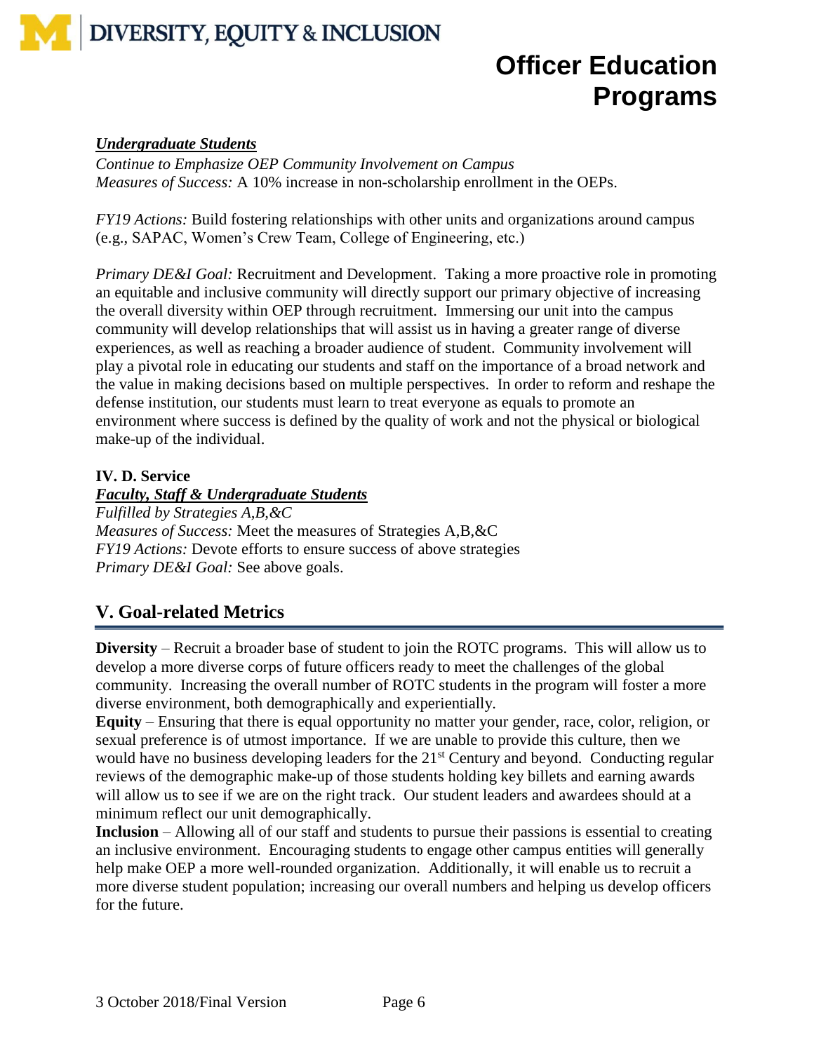***Undergraduate Students***

*Continue to Emphasize OEP Community Involvement on Campus*
*Measures of Success:* A 10% increase in non-scholarship enrollment in the OEPs.

*FY19 Actions:* Build fostering relationships with other units and organizations around campus (e.g., SAPAC, Women's Crew Team, College of Engineering, etc.)

*Primary DE&I Goal:* Recruitment and Development. Taking a more proactive role in promoting an equitable and inclusive community will directly support our primary objective of increasing the overall diversity within OEP through recruitment. Immersing our unit into the campus community will develop relationships that will assist us in having a greater range of diverse experiences, as well as reaching a broader audience of student. Community involvement will play a pivotal role in educating our students and staff on the importance of a broad network and the value in making decisions based on multiple perspectives. In order to reform and reshape the defense institution, our students must learn to treat everyone as equals to promote an environment where success is defined by the quality of work and not the physical or biological make-up of the individual.

**IV. D. Service**

***Faculty, Staff & Undergraduate Students***

*Fulfilled by Strategies A,B,&C*
*Measures of Success:* Meet the measures of Strategies A,B,&C
*FY19 Actions:* Devote efforts to ensure success of above strategies
*Primary DE&I Goal:* See above goals.

## V. Goal-related Metrics

**Diversity** – Recruit a broader base of student to join the ROTC programs. This will allow us to develop a more diverse corps of future officers ready to meet the challenges of the global community. Increasing the overall number of ROTC students in the program will foster a more diverse environment, both demographically and experientially.

**Equity** – Ensuring that there is equal opportunity no matter your gender, race, color, religion, or sexual preference is of utmost importance. If we are unable to provide this culture, then we would have no business developing leaders for the 21st Century and beyond. Conducting regular reviews of the demographic make-up of those students holding key billets and earning awards will allow us to see if we are on the right track. Our student leaders and awardees should at a minimum reflect our unit demographically.

**Inclusion** – Allowing all of our staff and students to pursue their passions is essential to creating an inclusive environment. Encouraging students to engage other campus entities will generally help make OEP a more well-rounded organization. Additionally, it will enable us to recruit a more diverse student population; increasing our overall numbers and helping us develop officers for the future.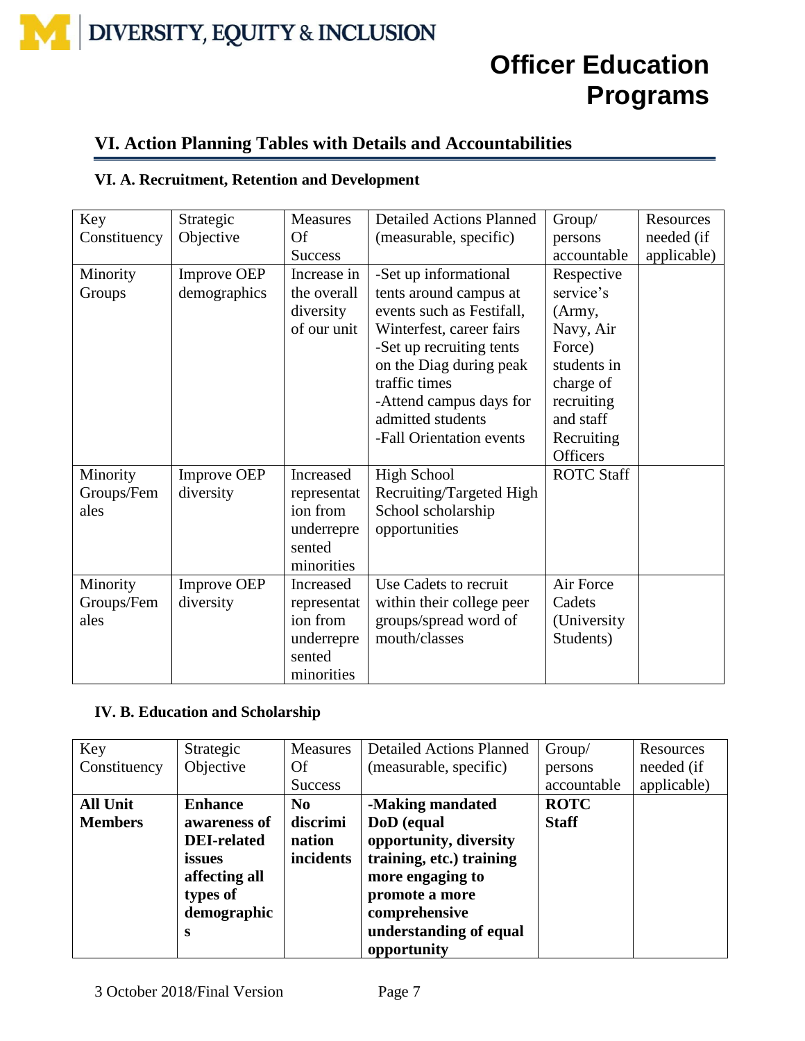# Officer Education Programs

## VI. Action Planning Tables with Details and Accountabilities

### VI. A. Recruitment, Retention and Development

| Key Constituency | Strategic Objective | Measures Of Success | Detailed Actions Planned (measurable, specific) | Group/ persons accountable | Resources needed (if applicable) |
|---|---|---|---|---|---|
| Minority Groups | Improve OEP demographics | Increase in the overall diversity of our unit | -Set up informational tents around campus at events such as Festifall, Winterfest, career fairs<br>-Set up recruiting tents on the Diag during peak traffic times<br>-Attend campus days for admitted students<br>-Fall Orientation events | Respective service's (Army, Navy, Air Force) students in charge of recruiting and staff Recruiting Officers | |
| Minority Groups/Females | Improve OEP diversity | Increased representation from underrepresented minorities | High School Recruiting/Targeted High School scholarship opportunities | ROTC Staff | |
| Minority Groups/Females | Improve OEP diversity | Increased representation from underrepresented minorities | Use Cadets to recruit within their college peer groups/spread word of mouth/classes | Air Force Cadets (University Students) | |

### IV. B. Education and Scholarship

| Key Constituency | Strategic Objective | Measures Of Success | Detailed Actions Planned (measurable, specific) | Group/ persons accountable | Resources needed (if applicable) |
|---|---|---|---|---|---|
| **All Unit Members** | **Enhance awareness of DEI-related issues affecting all types of demographics** | **No discrimination incidents** | **-Making mandated DoD (equal opportunity, diversity training, etc.) training more engaging to promote a more comprehensive understanding of equal opportunity** | **ROTC Staff** | |

3 October 2018/Final Version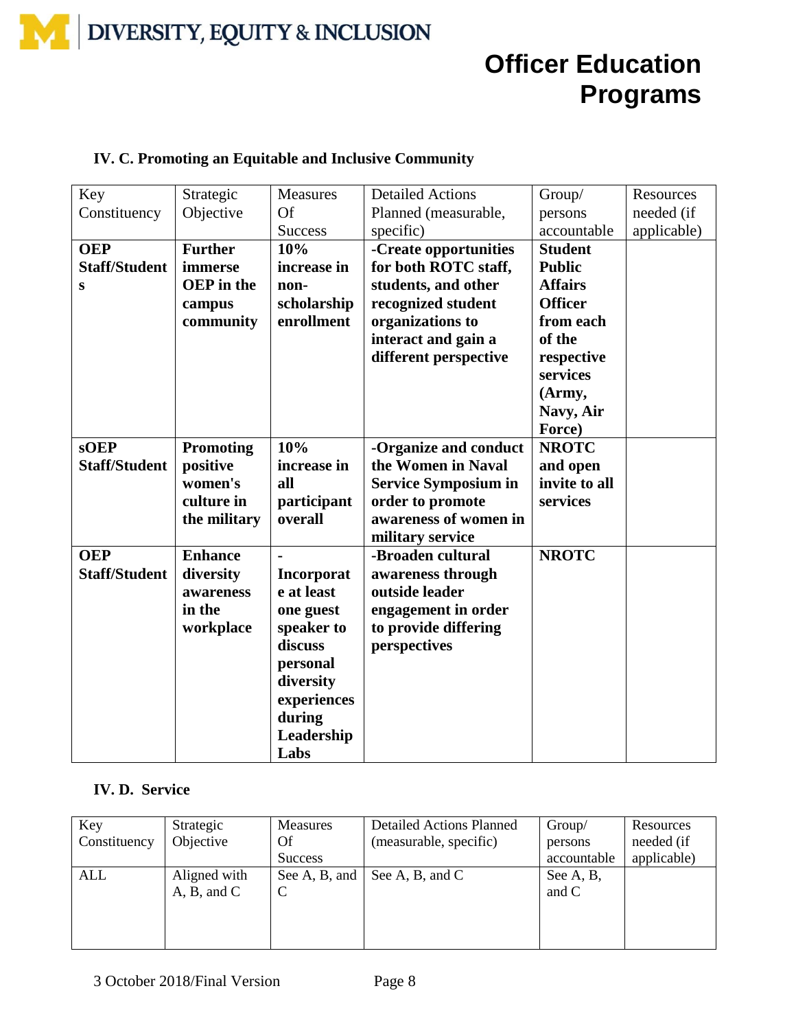# Officer Education Programs

### IV. C. Promoting an Equitable and Inclusive Community

| Key Constituency | Strategic Objective | Measures Of Success | Detailed Actions Planned (measurable, specific) | Group/ persons accountable | Resources needed (if applicable) |
|---|---|---|---|---|---|
| **OEP Staff/Students** | **Further immerse OEP in the campus community** | **10% increase in non-scholarship enrollment** | **-Create opportunities for both ROTC staff, students, and other recognized student organizations to interact and gain a different perspective** | **Student Public Affairs Officer from each of the respective services (Army, Navy, Air Force)** | |
| **sOEP Staff/Student** | **Promoting positive women's culture in the military** | **10% increase in all participant overall** | **-Organize and conduct the Women in Naval Service Symposium in order to promote awareness of women in military service** | **NROTC and open invite to all services** | |
| **OEP Staff/Student** | **Enhance diversity awareness in the workplace** | **- Incorporate at least one guest speaker to discuss personal diversity experiences during Leadership Labs** | **-Broaden cultural awareness through outside leader engagement in order to provide differing perspectives** | **NROTC** | |

### IV. D. Service

| Key Constituency | Strategic Objective | Measures Of Success | Detailed Actions Planned (measurable, specific) | Group/ persons accountable | Resources needed (if applicable) |
|---|---|---|---|---|---|
| ALL | Aligned with A, B, and C | See A, B, and C | See A, B, and C | See A, B, and C | |

3 October 2018/Final Version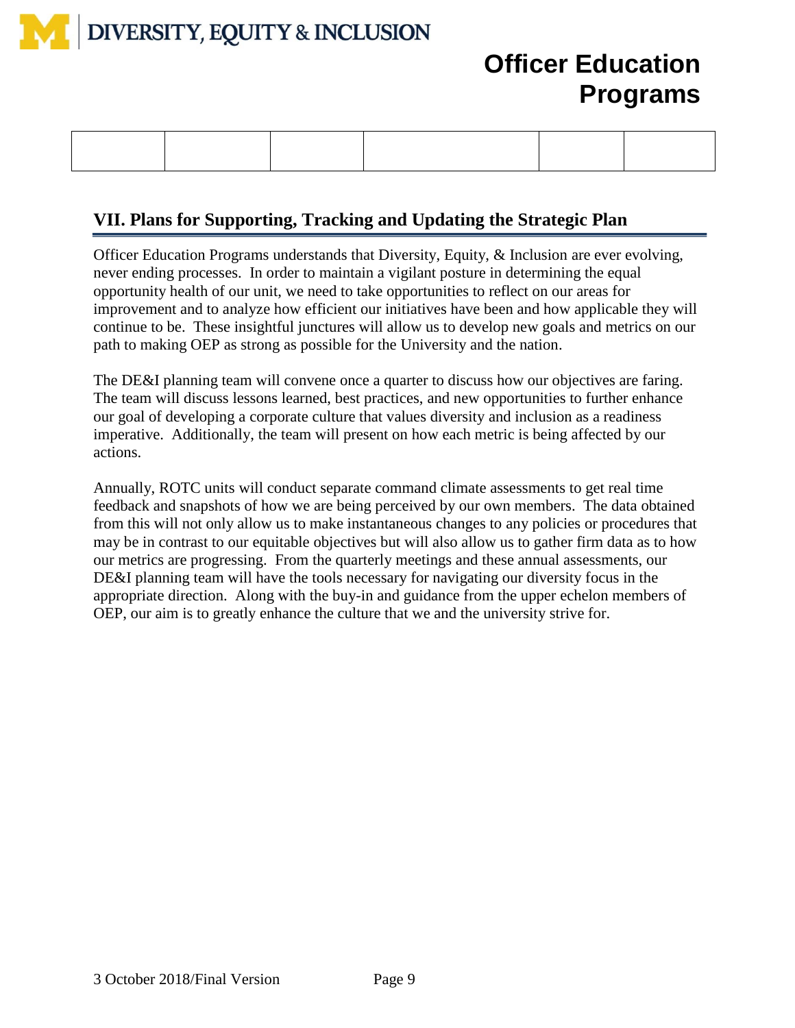| | | | | | |
|---|---|---|---|---|---|

## VII. Plans for Supporting, Tracking and Updating the Strategic Plan

Officer Education Programs understands that Diversity, Equity, & Inclusion are ever evolving, never ending processes. In order to maintain a vigilant posture in determining the equal opportunity health of our unit, we need to take opportunities to reflect on our areas for improvement and to analyze how efficient our initiatives have been and how applicable they will continue to be. These insightful junctures will allow us to develop new goals and metrics on our path to making OEP as strong as possible for the University and the nation.

The DE&I planning team will convene once a quarter to discuss how our objectives are faring. The team will discuss lessons learned, best practices, and new opportunities to further enhance our goal of developing a corporate culture that values diversity and inclusion as a readiness imperative. Additionally, the team will present on how each metric is being affected by our actions.

Annually, ROTC units will conduct separate command climate assessments to get real time feedback and snapshots of how we are being perceived by our own members. The data obtained from this will not only allow us to make instantaneous changes to any policies or procedures that may be in contrast to our equitable objectives but will also allow us to gather firm data as to how our metrics are progressing. From the quarterly meetings and these annual assessments, our DE&I planning team will have the tools necessary for navigating our diversity focus in the appropriate direction. Along with the buy-in and guidance from the upper echelon members of OEP, our aim is to greatly enhance the culture that we and the university strive for.